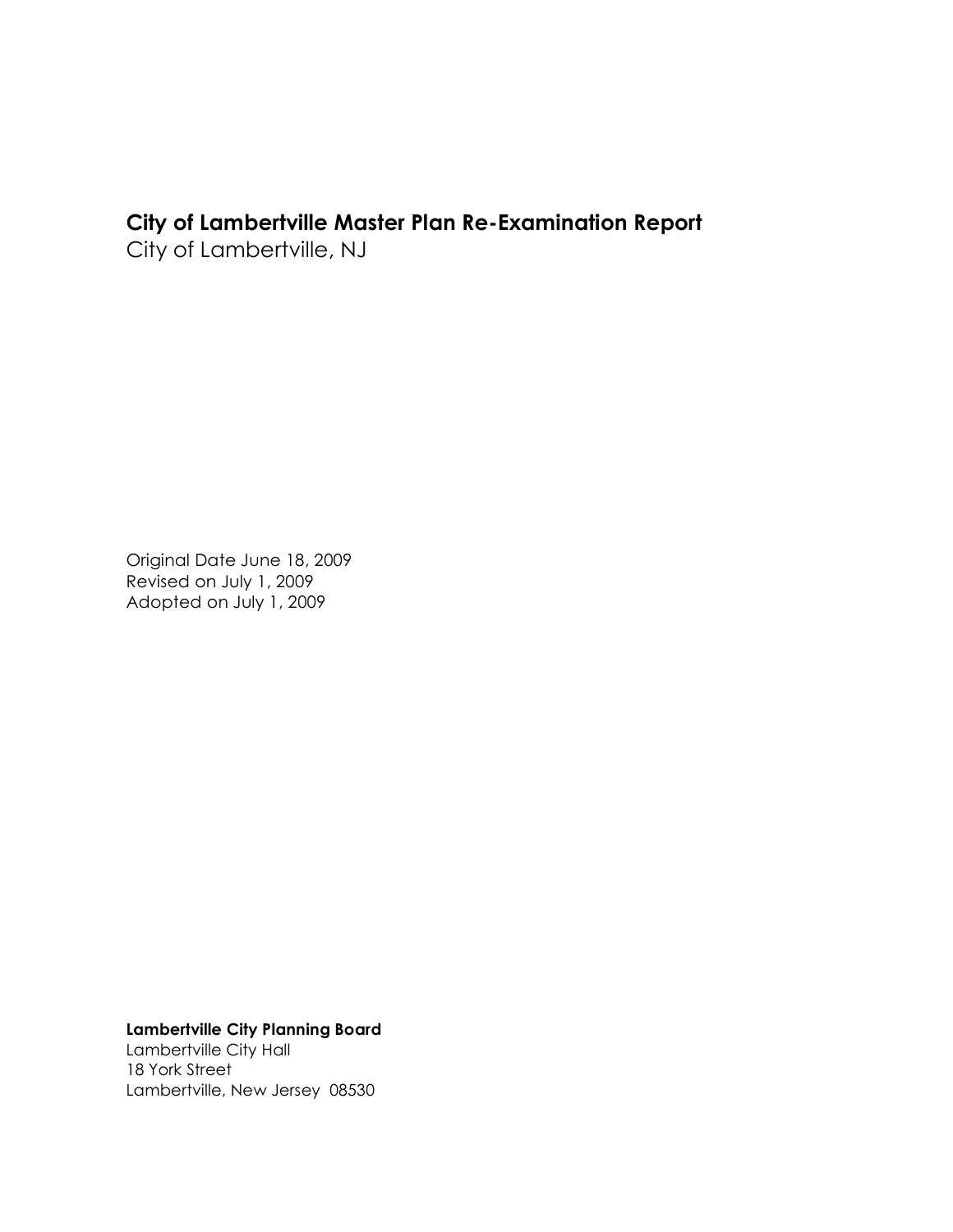# City of Lambertville Master Plan Re-Examination Report

City of Lambertville, NJ

Original Date June 18, 2009
Revised on July 1, 2009
Adopted on July 1, 2009

**Lambertville City Planning Board**
Lambertville City Hall
18 York Street
Lambertville, New Jersey 08530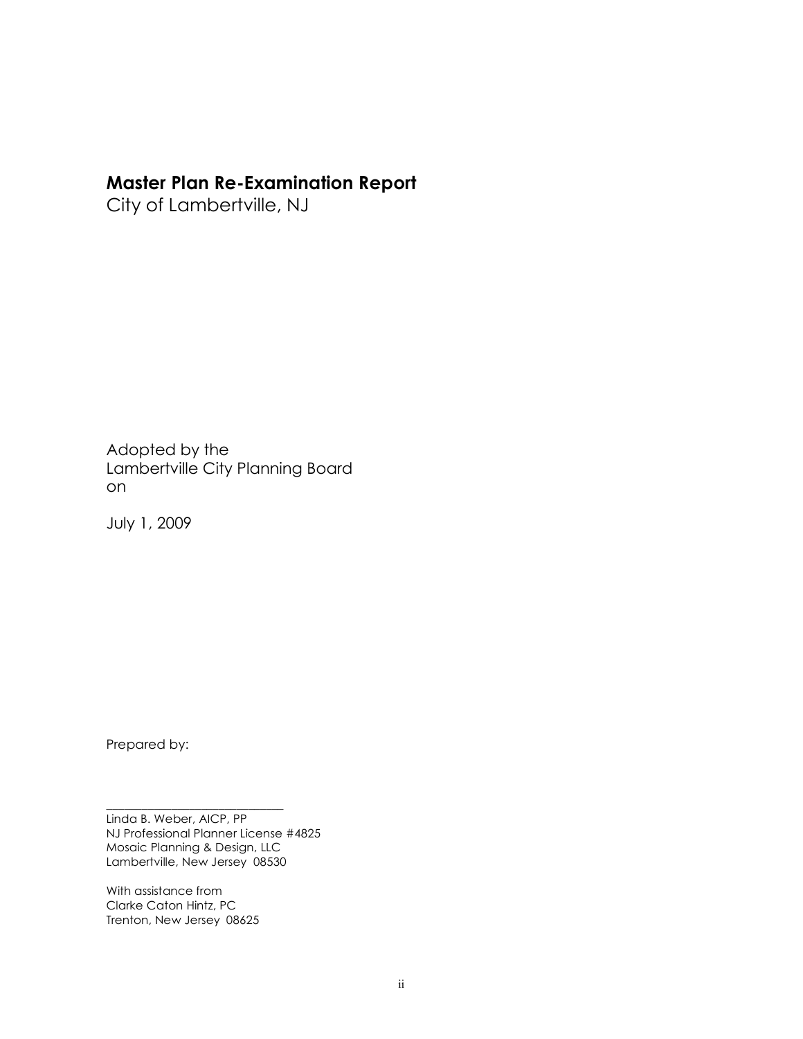**Master Plan Re-Examination Report**

City of Lambertville, NJ

Adopted by the
Lambertville City Planning Board
on

July 1, 2009

Prepared by:

______________________________

Linda B. Weber, AICP, PP
NJ Professional Planner License #4825
Mosaic Planning & Design, LLC
Lambertville, New Jersey 08530

With assistance from
Clarke Caton Hintz, PC
Trenton, New Jersey 08625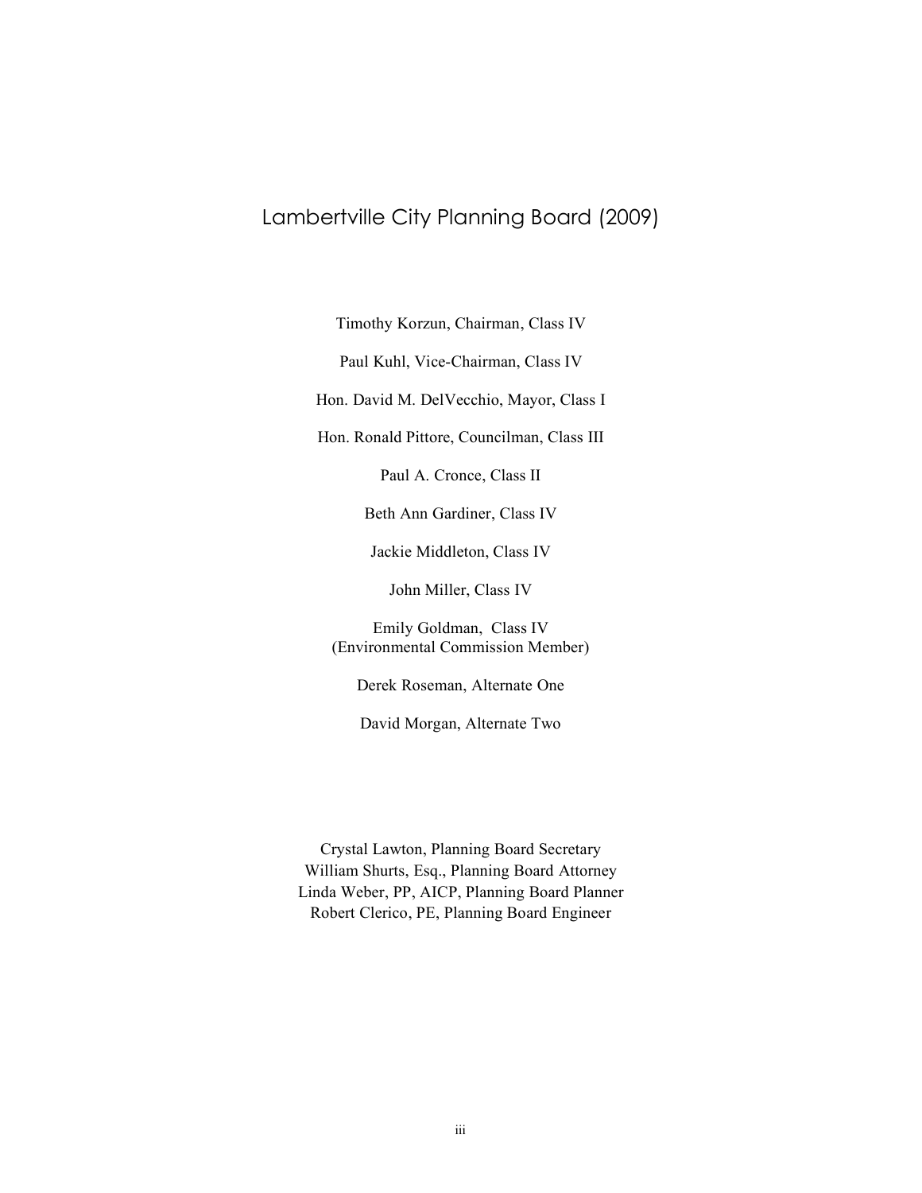# Lambertville City Planning Board (2009)

Timothy Korzun, Chairman, Class IV

Paul Kuhl, Vice-Chairman, Class IV

Hon. David M. DelVecchio, Mayor, Class I

Hon. Ronald Pittore, Councilman, Class III

Paul A. Cronce, Class II

Beth Ann Gardiner, Class IV

Jackie Middleton, Class IV

John Miller, Class IV

Emily Goldman, Class IV
(Environmental Commission Member)

Derek Roseman, Alternate One

David Morgan, Alternate Two

Crystal Lawton, Planning Board Secretary
William Shurts, Esq., Planning Board Attorney
Linda Weber, PP, AICP, Planning Board Planner
Robert Clerico, PE, Planning Board Engineer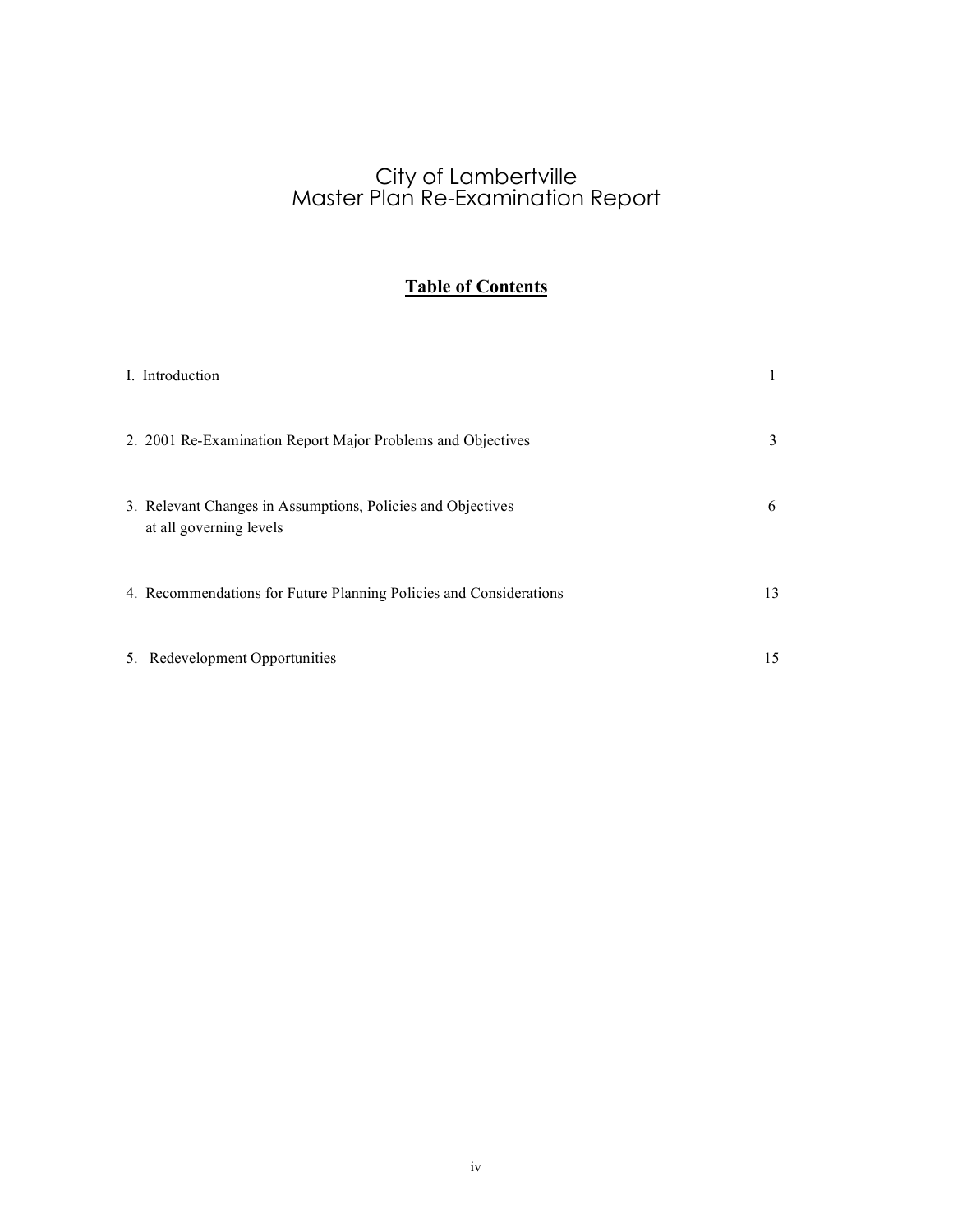# City of Lambertville
# Master Plan Re-Examination Report

## Table of Contents

| | |
|---|---|
| I. Introduction | 1 |
| 2. 2001 Re-Examination Report Major Problems and Objectives | 3 |
| 3. Relevant Changes in Assumptions, Policies and Objectives at all governing levels | 6 |
| 4. Recommendations for Future Planning Policies and Considerations | 13 |
| 5. Redevelopment Opportunities | 15 |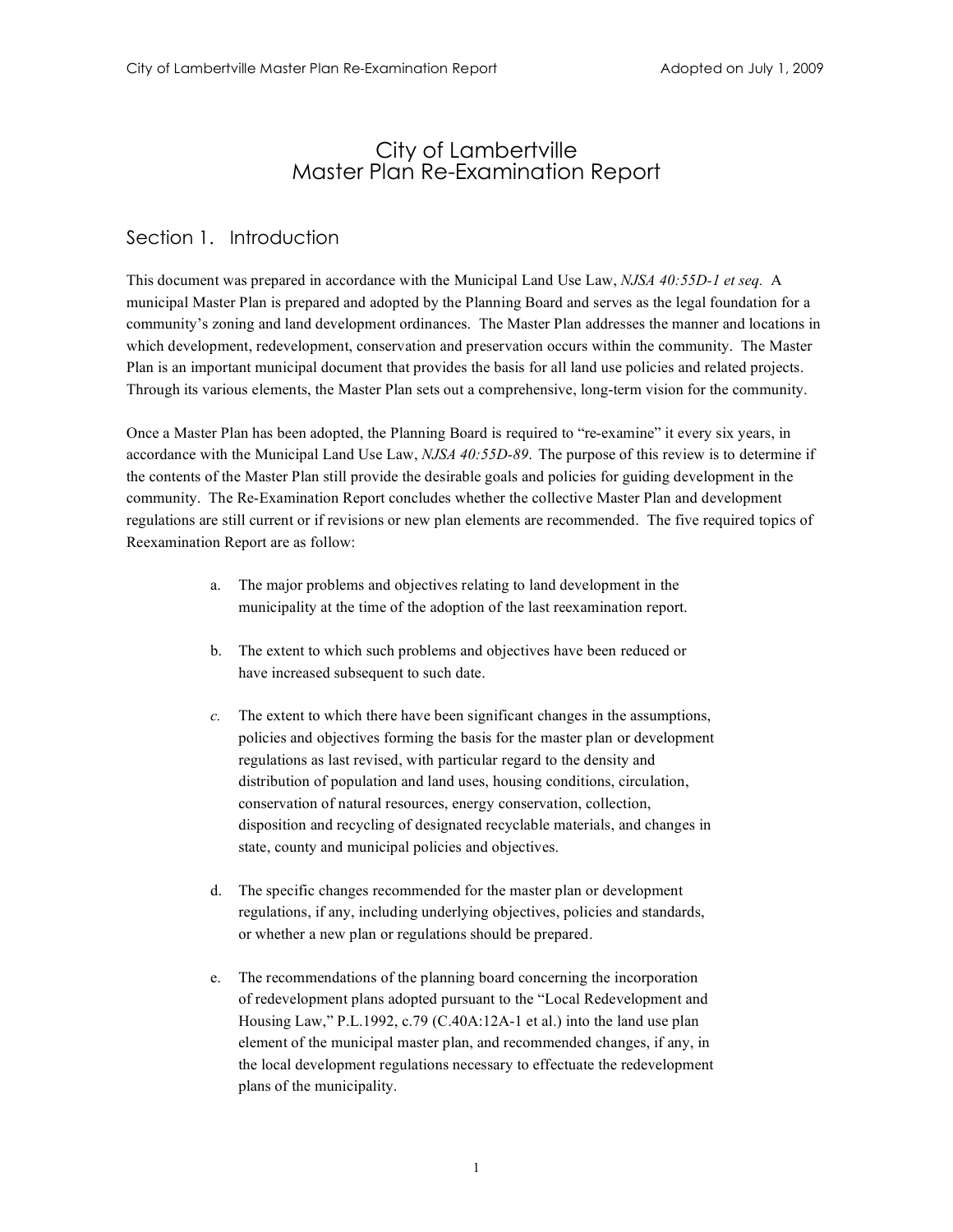# City of Lambertville
# Master Plan Re-Examination Report

## Section 1. Introduction

This document was prepared in accordance with the Municipal Land Use Law, *NJSA 40:55D-1 et seq.* A municipal Master Plan is prepared and adopted by the Planning Board and serves as the legal foundation for a community's zoning and land development ordinances. The Master Plan addresses the manner and locations in which development, redevelopment, conservation and preservation occurs within the community. The Master Plan is an important municipal document that provides the basis for all land use policies and related projects. Through its various elements, the Master Plan sets out a comprehensive, long-term vision for the community.

Once a Master Plan has been adopted, the Planning Board is required to "re-examine" it every six years, in accordance with the Municipal Land Use Law, *NJSA 40:55D-89*. The purpose of this review is to determine if the contents of the Master Plan still provide the desirable goals and policies for guiding development in the community. The Re-Examination Report concludes whether the collective Master Plan and development regulations are still current or if revisions or new plan elements are recommended. The five required topics of Reexamination Report are as follow:

a. The major problems and objectives relating to land development in the municipality at the time of the adoption of the last reexamination report.

b. The extent to which such problems and objectives have been reduced or have increased subsequent to such date.

*c.* The extent to which there have been significant changes in the assumptions, policies and objectives forming the basis for the master plan or development regulations as last revised, with particular regard to the density and distribution of population and land uses, housing conditions, circulation, conservation of natural resources, energy conservation, collection, disposition and recycling of designated recyclable materials, and changes in state, county and municipal policies and objectives.

d. The specific changes recommended for the master plan or development regulations, if any, including underlying objectives, policies and standards, or whether a new plan or regulations should be prepared.

e. The recommendations of the planning board concerning the incorporation of redevelopment plans adopted pursuant to the "Local Redevelopment and Housing Law," P.L.1992, c.79 (C.40A:12A-1 et al.) into the land use plan element of the municipal master plan, and recommended changes, if any, in the local development regulations necessary to effectuate the redevelopment plans of the municipality.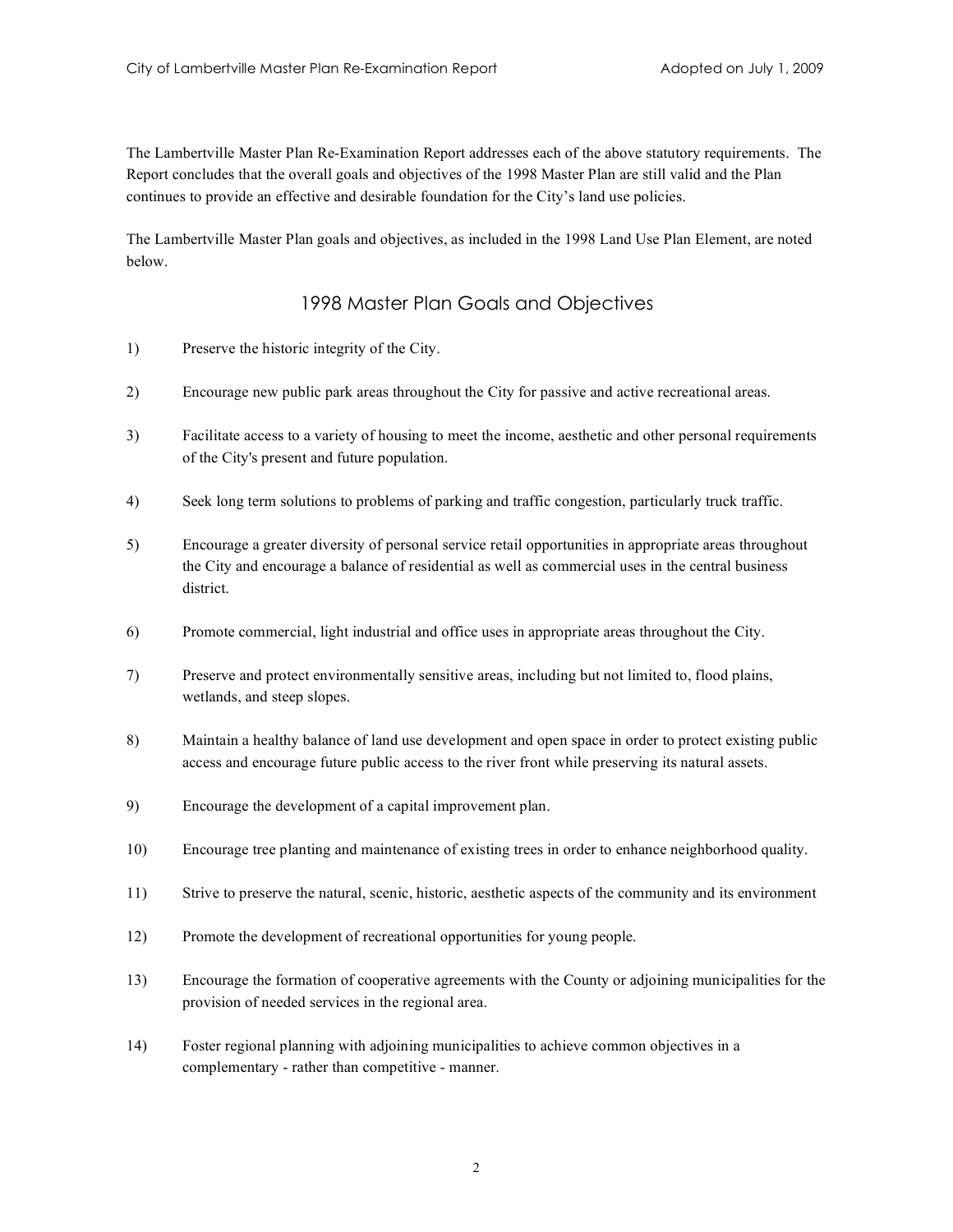The Lambertville Master Plan Re-Examination Report addresses each of the above statutory requirements. The Report concludes that the overall goals and objectives of the 1998 Master Plan are still valid and the Plan continues to provide an effective and desirable foundation for the City's land use policies.

The Lambertville Master Plan goals and objectives, as included in the 1998 Land Use Plan Element, are noted below.

## 1998 Master Plan Goals and Objectives

1) Preserve the historic integrity of the City.

2) Encourage new public park areas throughout the City for passive and active recreational areas.

3) Facilitate access to a variety of housing to meet the income, aesthetic and other personal requirements of the City's present and future population.

4) Seek long term solutions to problems of parking and traffic congestion, particularly truck traffic.

5) Encourage a greater diversity of personal service retail opportunities in appropriate areas throughout the City and encourage a balance of residential as well as commercial uses in the central business district.

6) Promote commercial, light industrial and office uses in appropriate areas throughout the City.

7) Preserve and protect environmentally sensitive areas, including but not limited to, flood plains, wetlands, and steep slopes.

8) Maintain a healthy balance of land use development and open space in order to protect existing public access and encourage future public access to the river front while preserving its natural assets.

9) Encourage the development of a capital improvement plan.

10) Encourage tree planting and maintenance of existing trees in order to enhance neighborhood quality.

11) Strive to preserve the natural, scenic, historic, aesthetic aspects of the community and its environment

12) Promote the development of recreational opportunities for young people.

13) Encourage the formation of cooperative agreements with the County or adjoining municipalities for the provision of needed services in the regional area.

14) Foster regional planning with adjoining municipalities to achieve common objectives in a complementary - rather than competitive - manner.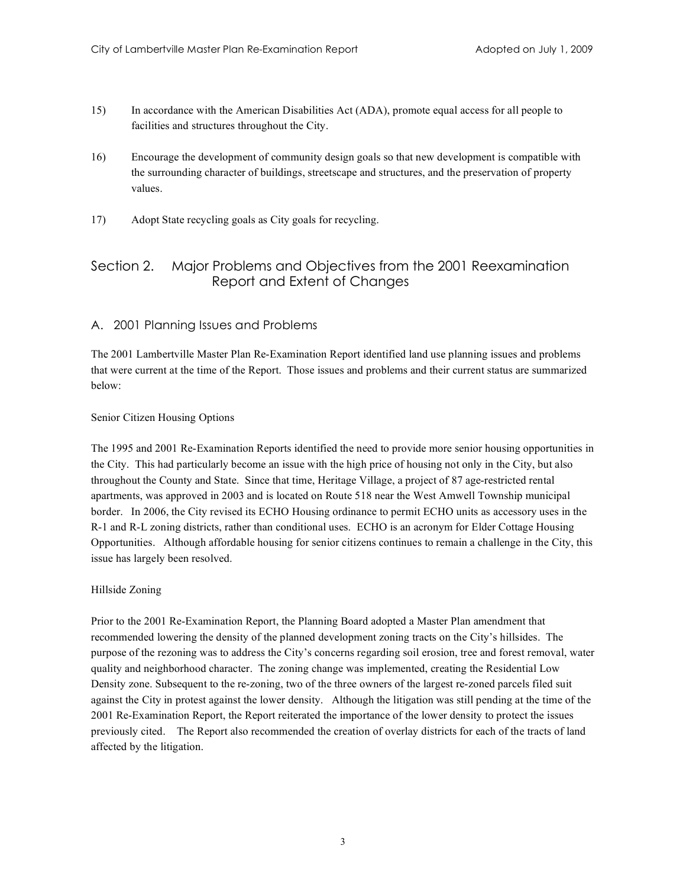15) In accordance with the American Disabilities Act (ADA), promote equal access for all people to facilities and structures throughout the City.

16) Encourage the development of community design goals so that new development is compatible with the surrounding character of buildings, streetscape and structures, and the preservation of property values.

17) Adopt State recycling goals as City goals for recycling.

## Section 2. Major Problems and Objectives from the 2001 Reexamination Report and Extent of Changes

### A. 2001 Planning Issues and Problems

The 2001 Lambertville Master Plan Re-Examination Report identified land use planning issues and problems that were current at the time of the Report. Those issues and problems and their current status are summarized below:

Senior Citizen Housing Options

The 1995 and 2001 Re-Examination Reports identified the need to provide more senior housing opportunities in the City. This had particularly become an issue with the high price of housing not only in the City, but also throughout the County and State. Since that time, Heritage Village, a project of 87 age-restricted rental apartments, was approved in 2003 and is located on Route 518 near the West Amwell Township municipal border. In 2006, the City revised its ECHO Housing ordinance to permit ECHO units as accessory uses in the R-1 and R-L zoning districts, rather than conditional uses. ECHO is an acronym for Elder Cottage Housing Opportunities. Although affordable housing for senior citizens continues to remain a challenge in the City, this issue has largely been resolved.

Hillside Zoning

Prior to the 2001 Re-Examination Report, the Planning Board adopted a Master Plan amendment that recommended lowering the density of the planned development zoning tracts on the City's hillsides. The purpose of the rezoning was to address the City's concerns regarding soil erosion, tree and forest removal, water quality and neighborhood character. The zoning change was implemented, creating the Residential Low Density zone. Subsequent to the re-zoning, two of the three owners of the largest re-zoned parcels filed suit against the City in protest against the lower density. Although the litigation was still pending at the time of the 2001 Re-Examination Report, the Report reiterated the importance of the lower density to protect the issues previously cited. The Report also recommended the creation of overlay districts for each of the tracts of land affected by the litigation.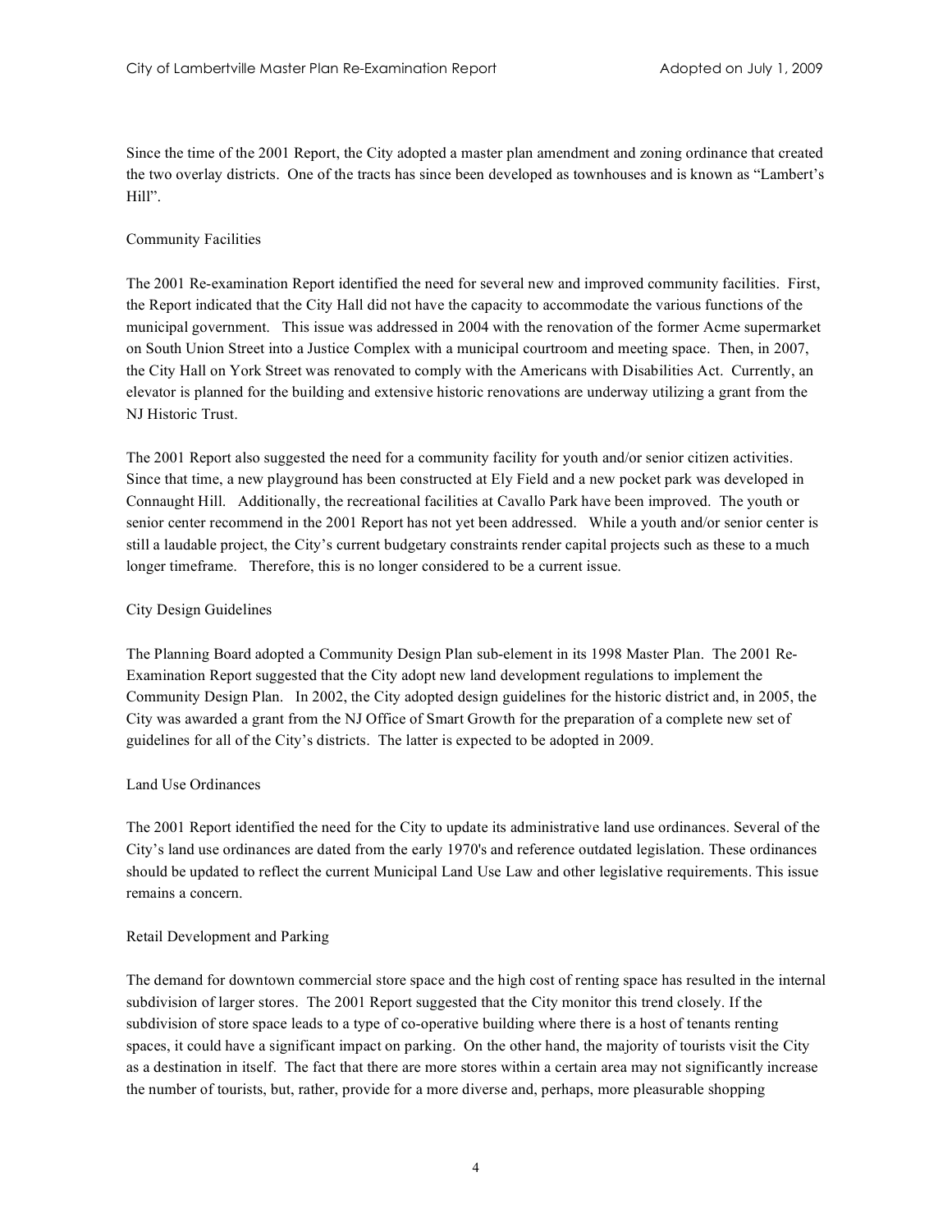Since the time of the 2001 Report, the City adopted a master plan amendment and zoning ordinance that created the two overlay districts. One of the tracts has since been developed as townhouses and is known as "Lambert's Hill".

### Community Facilities

The 2001 Re-examination Report identified the need for several new and improved community facilities. First, the Report indicated that the City Hall did not have the capacity to accommodate the various functions of the municipal government. This issue was addressed in 2004 with the renovation of the former Acme supermarket on South Union Street into a Justice Complex with a municipal courtroom and meeting space. Then, in 2007, the City Hall on York Street was renovated to comply with the Americans with Disabilities Act. Currently, an elevator is planned for the building and extensive historic renovations are underway utilizing a grant from the NJ Historic Trust.

The 2001 Report also suggested the need for a community facility for youth and/or senior citizen activities. Since that time, a new playground has been constructed at Ely Field and a new pocket park was developed in Connaught Hill. Additionally, the recreational facilities at Cavallo Park have been improved. The youth or senior center recommend in the 2001 Report has not yet been addressed. While a youth and/or senior center is still a laudable project, the City's current budgetary constraints render capital projects such as these to a much longer timeframe. Therefore, this is no longer considered to be a current issue.

### City Design Guidelines

The Planning Board adopted a Community Design Plan sub-element in its 1998 Master Plan. The 2001 Re-Examination Report suggested that the City adopt new land development regulations to implement the Community Design Plan. In 2002, the City adopted design guidelines for the historic district and, in 2005, the City was awarded a grant from the NJ Office of Smart Growth for the preparation of a complete new set of guidelines for all of the City's districts. The latter is expected to be adopted in 2009.

### Land Use Ordinances

The 2001 Report identified the need for the City to update its administrative land use ordinances. Several of the City's land use ordinances are dated from the early 1970's and reference outdated legislation. These ordinances should be updated to reflect the current Municipal Land Use Law and other legislative requirements. This issue remains a concern.

### Retail Development and Parking

The demand for downtown commercial store space and the high cost of renting space has resulted in the internal subdivision of larger stores. The 2001 Report suggested that the City monitor this trend closely. If the subdivision of store space leads to a type of co-operative building where there is a host of tenants renting spaces, it could have a significant impact on parking. On the other hand, the majority of tourists visit the City as a destination in itself. The fact that there are more stores within a certain area may not significantly increase the number of tourists, but, rather, provide for a more diverse and, perhaps, more pleasurable shopping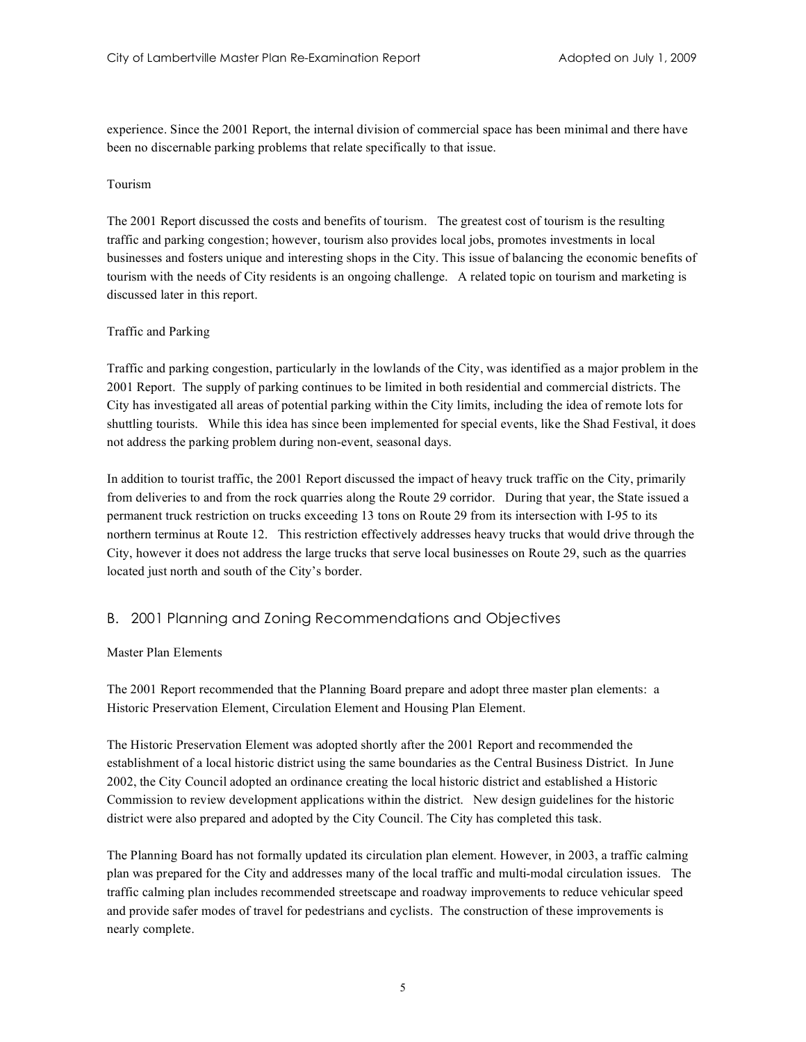experience. Since the 2001 Report, the internal division of commercial space has been minimal and there have been no discernable parking problems that relate specifically to that issue.

Tourism

The 2001 Report discussed the costs and benefits of tourism. The greatest cost of tourism is the resulting traffic and parking congestion; however, tourism also provides local jobs, promotes investments in local businesses and fosters unique and interesting shops in the City. This issue of balancing the economic benefits of tourism with the needs of City residents is an ongoing challenge. A related topic on tourism and marketing is discussed later in this report.

Traffic and Parking

Traffic and parking congestion, particularly in the lowlands of the City, was identified as a major problem in the 2001 Report. The supply of parking continues to be limited in both residential and commercial districts. The City has investigated all areas of potential parking within the City limits, including the idea of remote lots for shuttling tourists. While this idea has since been implemented for special events, like the Shad Festival, it does not address the parking problem during non-event, seasonal days.

In addition to tourist traffic, the 2001 Report discussed the impact of heavy truck traffic on the City, primarily from deliveries to and from the rock quarries along the Route 29 corridor. During that year, the State issued a permanent truck restriction on trucks exceeding 13 tons on Route 29 from its intersection with I-95 to its northern terminus at Route 12. This restriction effectively addresses heavy trucks that would drive through the City, however it does not address the large trucks that serve local businesses on Route 29, such as the quarries located just north and south of the City's border.

## B. 2001 Planning and Zoning Recommendations and Objectives

Master Plan Elements

The 2001 Report recommended that the Planning Board prepare and adopt three master plan elements: a Historic Preservation Element, Circulation Element and Housing Plan Element.

The Historic Preservation Element was adopted shortly after the 2001 Report and recommended the establishment of a local historic district using the same boundaries as the Central Business District. In June 2002, the City Council adopted an ordinance creating the local historic district and established a Historic Commission to review development applications within the district. New design guidelines for the historic district were also prepared and adopted by the City Council. The City has completed this task.

The Planning Board has not formally updated its circulation plan element. However, in 2003, a traffic calming plan was prepared for the City and addresses many of the local traffic and multi-modal circulation issues. The traffic calming plan includes recommended streetscape and roadway improvements to reduce vehicular speed and provide safer modes of travel for pedestrians and cyclists. The construction of these improvements is nearly complete.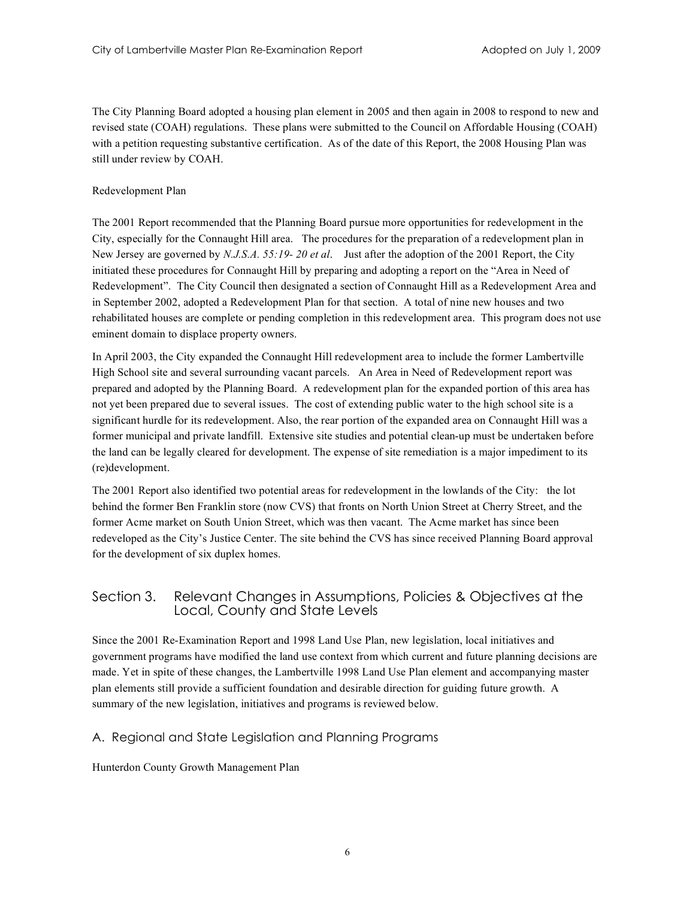The City Planning Board adopted a housing plan element in 2005 and then again in 2008 to respond to new and revised state (COAH) regulations. These plans were submitted to the Council on Affordable Housing (COAH) with a petition requesting substantive certification. As of the date of this Report, the 2008 Housing Plan was still under review by COAH.

Redevelopment Plan

The 2001 Report recommended that the Planning Board pursue more opportunities for redevelopment in the City, especially for the Connaught Hill area. The procedures for the preparation of a redevelopment plan in New Jersey are governed by *N.J.S.A. 55:19- 20 et al*. Just after the adoption of the 2001 Report, the City initiated these procedures for Connaught Hill by preparing and adopting a report on the "Area in Need of Redevelopment". The City Council then designated a section of Connaught Hill as a Redevelopment Area and in September 2002, adopted a Redevelopment Plan for that section. A total of nine new houses and two rehabilitated houses are complete or pending completion in this redevelopment area. This program does not use eminent domain to displace property owners.

In April 2003, the City expanded the Connaught Hill redevelopment area to include the former Lambertville High School site and several surrounding vacant parcels. An Area in Need of Redevelopment report was prepared and adopted by the Planning Board. A redevelopment plan for the expanded portion of this area has not yet been prepared due to several issues. The cost of extending public water to the high school site is a significant hurdle for its redevelopment. Also, the rear portion of the expanded area on Connaught Hill was a former municipal and private landfill. Extensive site studies and potential clean-up must be undertaken before the land can be legally cleared for development. The expense of site remediation is a major impediment to its (re)development.

The 2001 Report also identified two potential areas for redevelopment in the lowlands of the City: the lot behind the former Ben Franklin store (now CVS) that fronts on North Union Street at Cherry Street, and the former Acme market on South Union Street, which was then vacant. The Acme market has since been redeveloped as the City's Justice Center. The site behind the CVS has since received Planning Board approval for the development of six duplex homes.

## Section 3. Relevant Changes in Assumptions, Policies & Objectives at the Local, County and State Levels

Since the 2001 Re-Examination Report and 1998 Land Use Plan, new legislation, local initiatives and government programs have modified the land use context from which current and future planning decisions are made. Yet in spite of these changes, the Lambertville 1998 Land Use Plan element and accompanying master plan elements still provide a sufficient foundation and desirable direction for guiding future growth. A summary of the new legislation, initiatives and programs is reviewed below.

### A. Regional and State Legislation and Planning Programs

Hunterdon County Growth Management Plan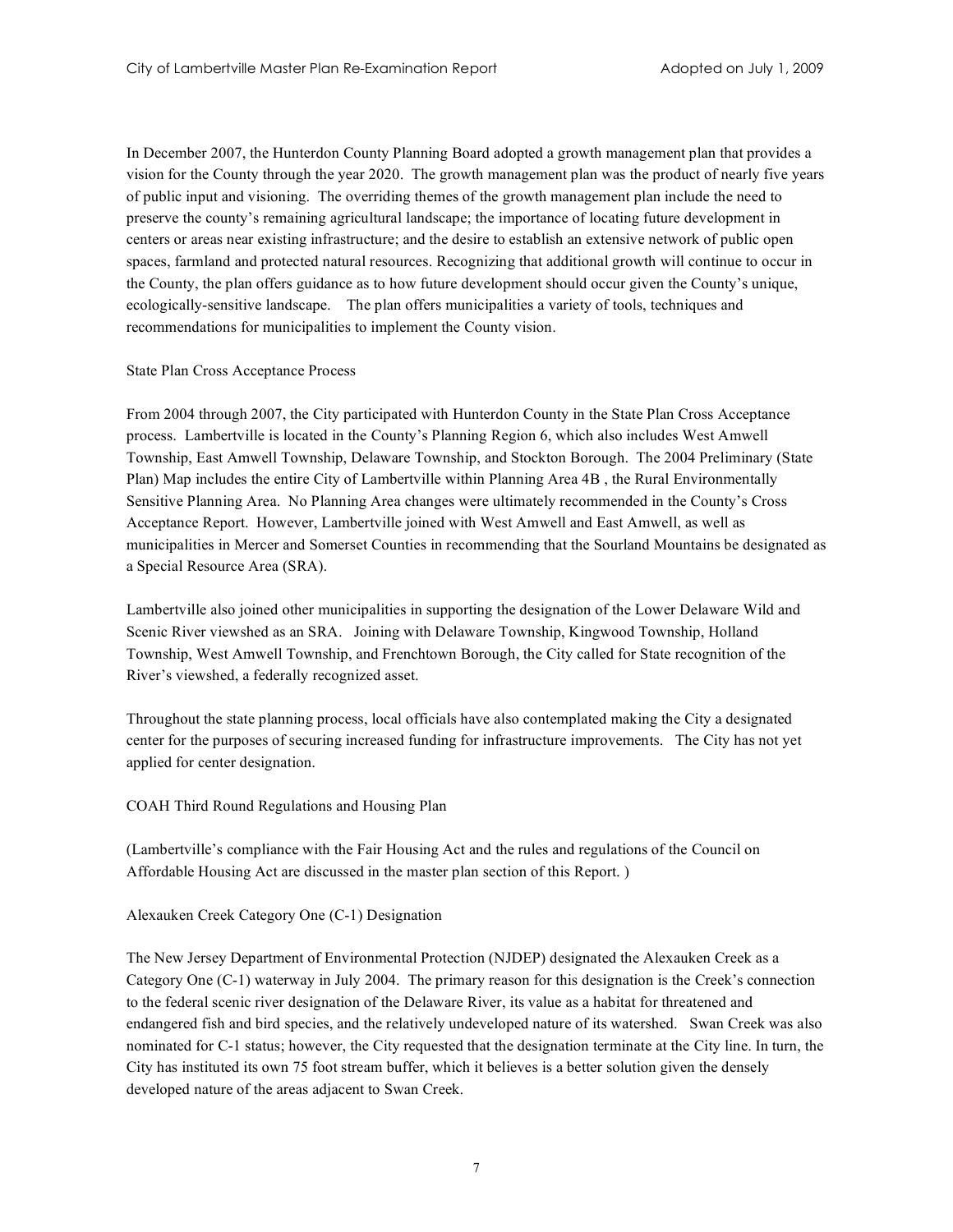In December 2007, the Hunterdon County Planning Board adopted a growth management plan that provides a vision for the County through the year 2020. The growth management plan was the product of nearly five years of public input and visioning. The overriding themes of the growth management plan include the need to preserve the county's remaining agricultural landscape; the importance of locating future development in centers or areas near existing infrastructure; and the desire to establish an extensive network of public open spaces, farmland and protected natural resources. Recognizing that additional growth will continue to occur in the County, the plan offers guidance as to how future development should occur given the County's unique, ecologically-sensitive landscape. The plan offers municipalities a variety of tools, techniques and recommendations for municipalities to implement the County vision.

### State Plan Cross Acceptance Process

From 2004 through 2007, the City participated with Hunterdon County in the State Plan Cross Acceptance process. Lambertville is located in the County's Planning Region 6, which also includes West Amwell Township, East Amwell Township, Delaware Township, and Stockton Borough. The 2004 Preliminary (State Plan) Map includes the entire City of Lambertville within Planning Area 4B , the Rural Environmentally Sensitive Planning Area. No Planning Area changes were ultimately recommended in the County's Cross Acceptance Report. However, Lambertville joined with West Amwell and East Amwell, as well as municipalities in Mercer and Somerset Counties in recommending that the Sourland Mountains be designated as a Special Resource Area (SRA).

Lambertville also joined other municipalities in supporting the designation of the Lower Delaware Wild and Scenic River viewshed as an SRA. Joining with Delaware Township, Kingwood Township, Holland Township, West Amwell Township, and Frenchtown Borough, the City called for State recognition of the River's viewshed, a federally recognized asset.

Throughout the state planning process, local officials have also contemplated making the City a designated center for the purposes of securing increased funding for infrastructure improvements. The City has not yet applied for center designation.

### COAH Third Round Regulations and Housing Plan

(Lambertville's compliance with the Fair Housing Act and the rules and regulations of the Council on Affordable Housing Act are discussed in the master plan section of this Report. )

### Alexauken Creek Category One (C-1) Designation

The New Jersey Department of Environmental Protection (NJDEP) designated the Alexauken Creek as a Category One (C-1) waterway in July 2004. The primary reason for this designation is the Creek's connection to the federal scenic river designation of the Delaware River, its value as a habitat for threatened and endangered fish and bird species, and the relatively undeveloped nature of its watershed. Swan Creek was also nominated for C-1 status; however, the City requested that the designation terminate at the City line. In turn, the City has instituted its own 75 foot stream buffer, which it believes is a better solution given the densely developed nature of the areas adjacent to Swan Creek.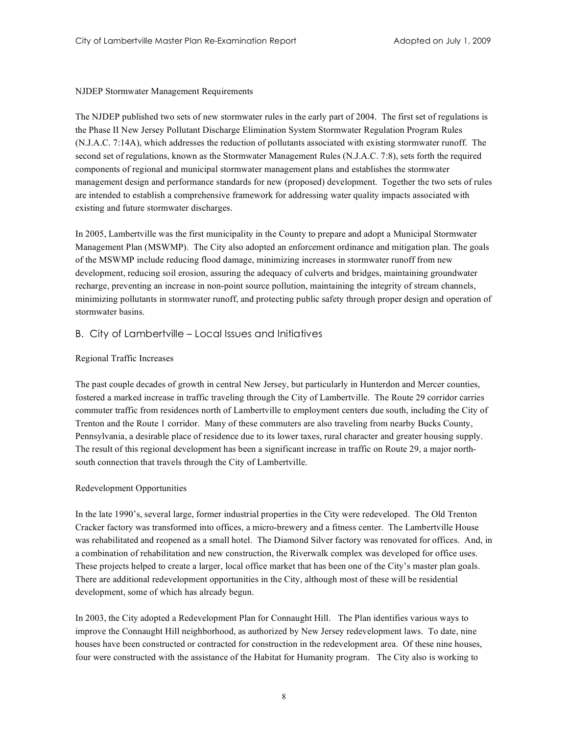NJDEP Stormwater Management Requirements

The NJDEP published two sets of new stormwater rules in the early part of 2004. The first set of regulations is the Phase II New Jersey Pollutant Discharge Elimination System Stormwater Regulation Program Rules (N.J.A.C. 7:14A), which addresses the reduction of pollutants associated with existing stormwater runoff. The second set of regulations, known as the Stormwater Management Rules (N.J.A.C. 7:8), sets forth the required components of regional and municipal stormwater management plans and establishes the stormwater management design and performance standards for new (proposed) development. Together the two sets of rules are intended to establish a comprehensive framework for addressing water quality impacts associated with existing and future stormwater discharges.

In 2005, Lambertville was the first municipality in the County to prepare and adopt a Municipal Stormwater Management Plan (MSWMP). The City also adopted an enforcement ordinance and mitigation plan. The goals of the MSWMP include reducing flood damage, minimizing increases in stormwater runoff from new development, reducing soil erosion, assuring the adequacy of culverts and bridges, maintaining groundwater recharge, preventing an increase in non-point source pollution, maintaining the integrity of stream channels, minimizing pollutants in stormwater runoff, and protecting public safety through proper design and operation of stormwater basins.

## B. City of Lambertville – Local Issues and Initiatives

Regional Traffic Increases

The past couple decades of growth in central New Jersey, but particularly in Hunterdon and Mercer counties, fostered a marked increase in traffic traveling through the City of Lambertville. The Route 29 corridor carries commuter traffic from residences north of Lambertville to employment centers due south, including the City of Trenton and the Route 1 corridor. Many of these commuters are also traveling from nearby Bucks County, Pennsylvania, a desirable place of residence due to its lower taxes, rural character and greater housing supply. The result of this regional development has been a significant increase in traffic on Route 29, a major north-south connection that travels through the City of Lambertville.

Redevelopment Opportunities

In the late 1990's, several large, former industrial properties in the City were redeveloped. The Old Trenton Cracker factory was transformed into offices, a micro-brewery and a fitness center. The Lambertville House was rehabilitated and reopened as a small hotel. The Diamond Silver factory was renovated for offices. And, in a combination of rehabilitation and new construction, the Riverwalk complex was developed for office uses. These projects helped to create a larger, local office market that has been one of the City's master plan goals. There are additional redevelopment opportunities in the City, although most of these will be residential development, some of which has already begun.

In 2003, the City adopted a Redevelopment Plan for Connaught Hill. The Plan identifies various ways to improve the Connaught Hill neighborhood, as authorized by New Jersey redevelopment laws. To date, nine houses have been constructed or contracted for construction in the redevelopment area. Of these nine houses, four were constructed with the assistance of the Habitat for Humanity program. The City also is working to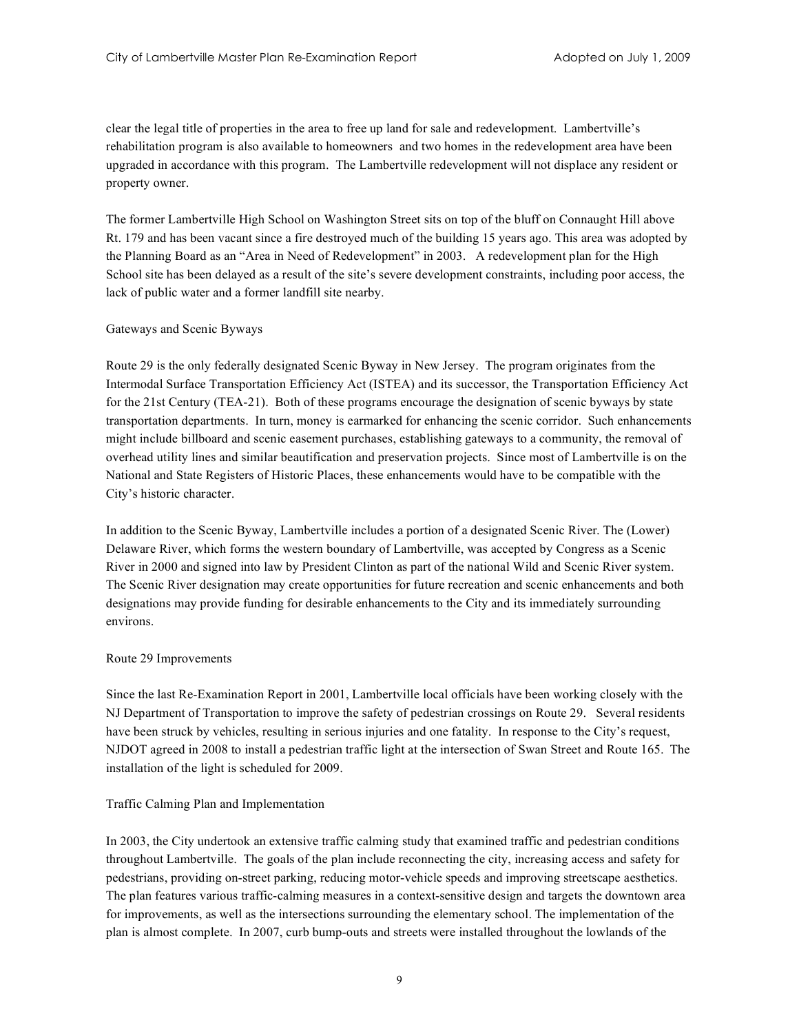clear the legal title of properties in the area to free up land for sale and redevelopment. Lambertville's rehabilitation program is also available to homeowners and two homes in the redevelopment area have been upgraded in accordance with this program. The Lambertville redevelopment will not displace any resident or property owner.

The former Lambertville High School on Washington Street sits on top of the bluff on Connaught Hill above Rt. 179 and has been vacant since a fire destroyed much of the building 15 years ago. This area was adopted by the Planning Board as an "Area in Need of Redevelopment" in 2003. A redevelopment plan for the High School site has been delayed as a result of the site's severe development constraints, including poor access, the lack of public water and a former landfill site nearby.

### Gateways and Scenic Byways

Route 29 is the only federally designated Scenic Byway in New Jersey. The program originates from the Intermodal Surface Transportation Efficiency Act (ISTEA) and its successor, the Transportation Efficiency Act for the 21st Century (TEA-21). Both of these programs encourage the designation of scenic byways by state transportation departments. In turn, money is earmarked for enhancing the scenic corridor. Such enhancements might include billboard and scenic easement purchases, establishing gateways to a community, the removal of overhead utility lines and similar beautification and preservation projects. Since most of Lambertville is on the National and State Registers of Historic Places, these enhancements would have to be compatible with the City's historic character.

In addition to the Scenic Byway, Lambertville includes a portion of a designated Scenic River. The (Lower) Delaware River, which forms the western boundary of Lambertville, was accepted by Congress as a Scenic River in 2000 and signed into law by President Clinton as part of the national Wild and Scenic River system. The Scenic River designation may create opportunities for future recreation and scenic enhancements and both designations may provide funding for desirable enhancements to the City and its immediately surrounding environs.

### Route 29 Improvements

Since the last Re-Examination Report in 2001, Lambertville local officials have been working closely with the NJ Department of Transportation to improve the safety of pedestrian crossings on Route 29. Several residents have been struck by vehicles, resulting in serious injuries and one fatality. In response to the City's request, NJDOT agreed in 2008 to install a pedestrian traffic light at the intersection of Swan Street and Route 165. The installation of the light is scheduled for 2009.

### Traffic Calming Plan and Implementation

In 2003, the City undertook an extensive traffic calming study that examined traffic and pedestrian conditions throughout Lambertville. The goals of the plan include reconnecting the city, increasing access and safety for pedestrians, providing on-street parking, reducing motor-vehicle speeds and improving streetscape aesthetics. The plan features various traffic-calming measures in a context-sensitive design and targets the downtown area for improvements, as well as the intersections surrounding the elementary school. The implementation of the plan is almost complete. In 2007, curb bump-outs and streets were installed throughout the lowlands of the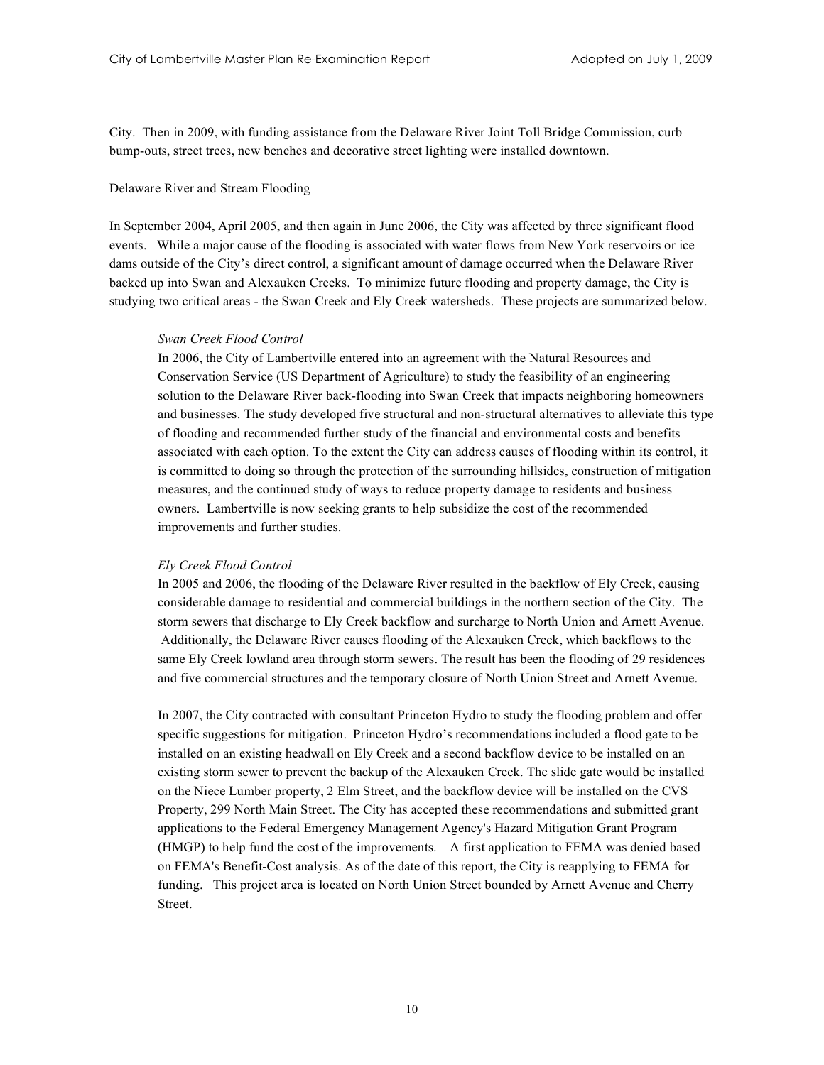City. Then in 2009, with funding assistance from the Delaware River Joint Toll Bridge Commission, curb bump-outs, street trees, new benches and decorative street lighting were installed downtown.

Delaware River and Stream Flooding

In September 2004, April 2005, and then again in June 2006, the City was affected by three significant flood events. While a major cause of the flooding is associated with water flows from New York reservoirs or ice dams outside of the City's direct control, a significant amount of damage occurred when the Delaware River backed up into Swan and Alexauken Creeks. To minimize future flooding and property damage, the City is studying two critical areas - the Swan Creek and Ely Creek watersheds. These projects are summarized below.

*Swan Creek Flood Control*

In 2006, the City of Lambertville entered into an agreement with the Natural Resources and Conservation Service (US Department of Agriculture) to study the feasibility of an engineering solution to the Delaware River back-flooding into Swan Creek that impacts neighboring homeowners and businesses. The study developed five structural and non-structural alternatives to alleviate this type of flooding and recommended further study of the financial and environmental costs and benefits associated with each option. To the extent the City can address causes of flooding within its control, it is committed to doing so through the protection of the surrounding hillsides, construction of mitigation measures, and the continued study of ways to reduce property damage to residents and business owners. Lambertville is now seeking grants to help subsidize the cost of the recommended improvements and further studies.

*Ely Creek Flood Control*

In 2005 and 2006, the flooding of the Delaware River resulted in the backflow of Ely Creek, causing considerable damage to residential and commercial buildings in the northern section of the City. The storm sewers that discharge to Ely Creek backflow and surcharge to North Union and Arnett Avenue. Additionally, the Delaware River causes flooding of the Alexauken Creek, which backflows to the same Ely Creek lowland area through storm sewers. The result has been the flooding of 29 residences and five commercial structures and the temporary closure of North Union Street and Arnett Avenue.

In 2007, the City contracted with consultant Princeton Hydro to study the flooding problem and offer specific suggestions for mitigation. Princeton Hydro's recommendations included a flood gate to be installed on an existing headwall on Ely Creek and a second backflow device to be installed on an existing storm sewer to prevent the backup of the Alexauken Creek. The slide gate would be installed on the Niece Lumber property, 2 Elm Street, and the backflow device will be installed on the CVS Property, 299 North Main Street. The City has accepted these recommendations and submitted grant applications to the Federal Emergency Management Agency's Hazard Mitigation Grant Program (HMGP) to help fund the cost of the improvements. A first application to FEMA was denied based on FEMA's Benefit-Cost analysis. As of the date of this report, the City is reapplying to FEMA for funding. This project area is located on North Union Street bounded by Arnett Avenue and Cherry Street.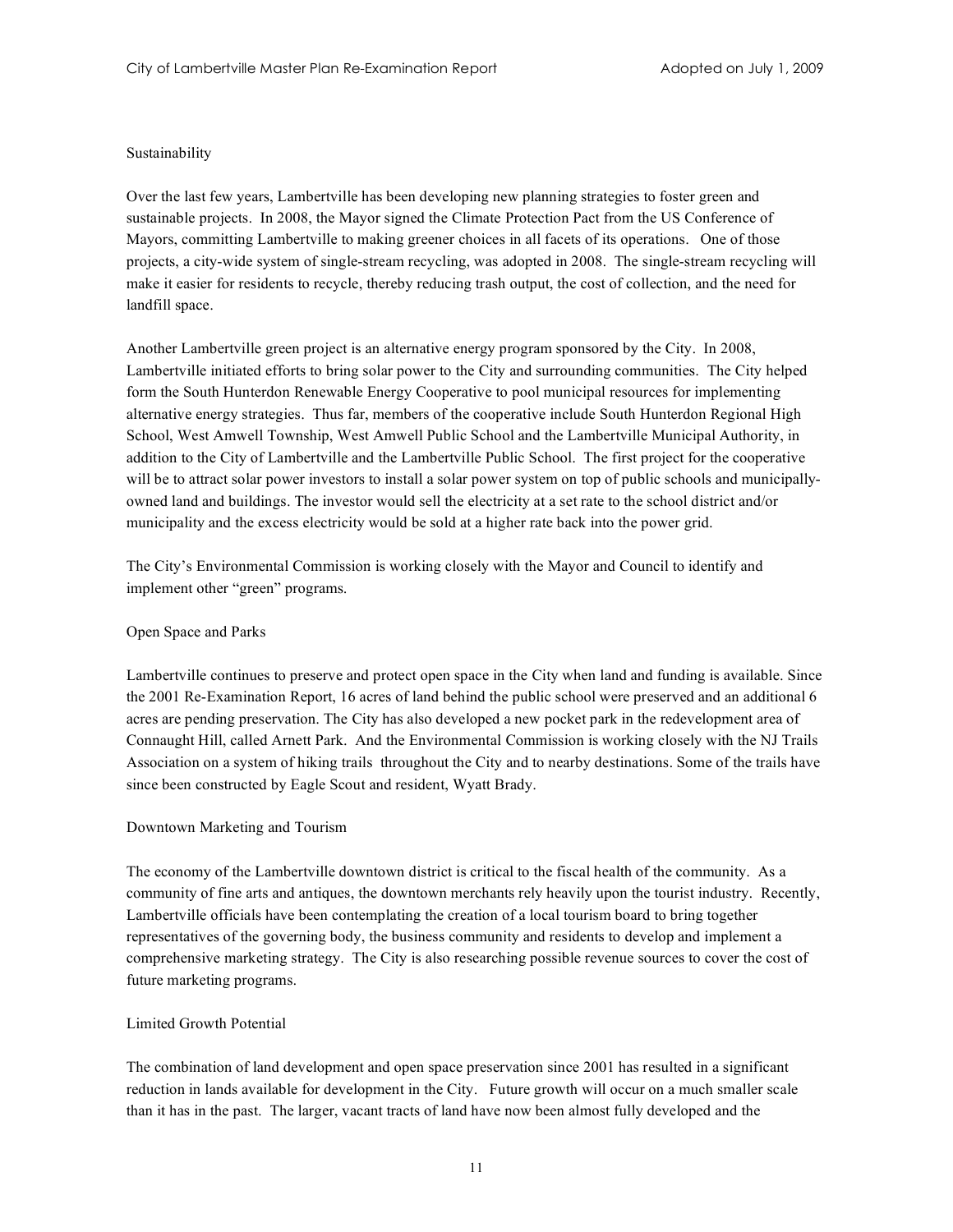### Sustainability

Over the last few years, Lambertville has been developing new planning strategies to foster green and sustainable projects. In 2008, the Mayor signed the Climate Protection Pact from the US Conference of Mayors, committing Lambertville to making greener choices in all facets of its operations. One of those projects, a city-wide system of single-stream recycling, was adopted in 2008. The single-stream recycling will make it easier for residents to recycle, thereby reducing trash output, the cost of collection, and the need for landfill space.

Another Lambertville green project is an alternative energy program sponsored by the City. In 2008, Lambertville initiated efforts to bring solar power to the City and surrounding communities. The City helped form the South Hunterdon Renewable Energy Cooperative to pool municipal resources for implementing alternative energy strategies. Thus far, members of the cooperative include South Hunterdon Regional High School, West Amwell Township, West Amwell Public School and the Lambertville Municipal Authority, in addition to the City of Lambertville and the Lambertville Public School. The first project for the cooperative will be to attract solar power investors to install a solar power system on top of public schools and municipally-owned land and buildings. The investor would sell the electricity at a set rate to the school district and/or municipality and the excess electricity would be sold at a higher rate back into the power grid.

The City's Environmental Commission is working closely with the Mayor and Council to identify and implement other "green" programs.

### Open Space and Parks

Lambertville continues to preserve and protect open space in the City when land and funding is available. Since the 2001 Re-Examination Report, 16 acres of land behind the public school were preserved and an additional 6 acres are pending preservation. The City has also developed a new pocket park in the redevelopment area of Connaught Hill, called Arnett Park. And the Environmental Commission is working closely with the NJ Trails Association on a system of hiking trails throughout the City and to nearby destinations. Some of the trails have since been constructed by Eagle Scout and resident, Wyatt Brady.

### Downtown Marketing and Tourism

The economy of the Lambertville downtown district is critical to the fiscal health of the community. As a community of fine arts and antiques, the downtown merchants rely heavily upon the tourist industry. Recently, Lambertville officials have been contemplating the creation of a local tourism board to bring together representatives of the governing body, the business community and residents to develop and implement a comprehensive marketing strategy. The City is also researching possible revenue sources to cover the cost of future marketing programs.

### Limited Growth Potential

The combination of land development and open space preservation since 2001 has resulted in a significant reduction in lands available for development in the City. Future growth will occur on a much smaller scale than it has in the past. The larger, vacant tracts of land have now been almost fully developed and the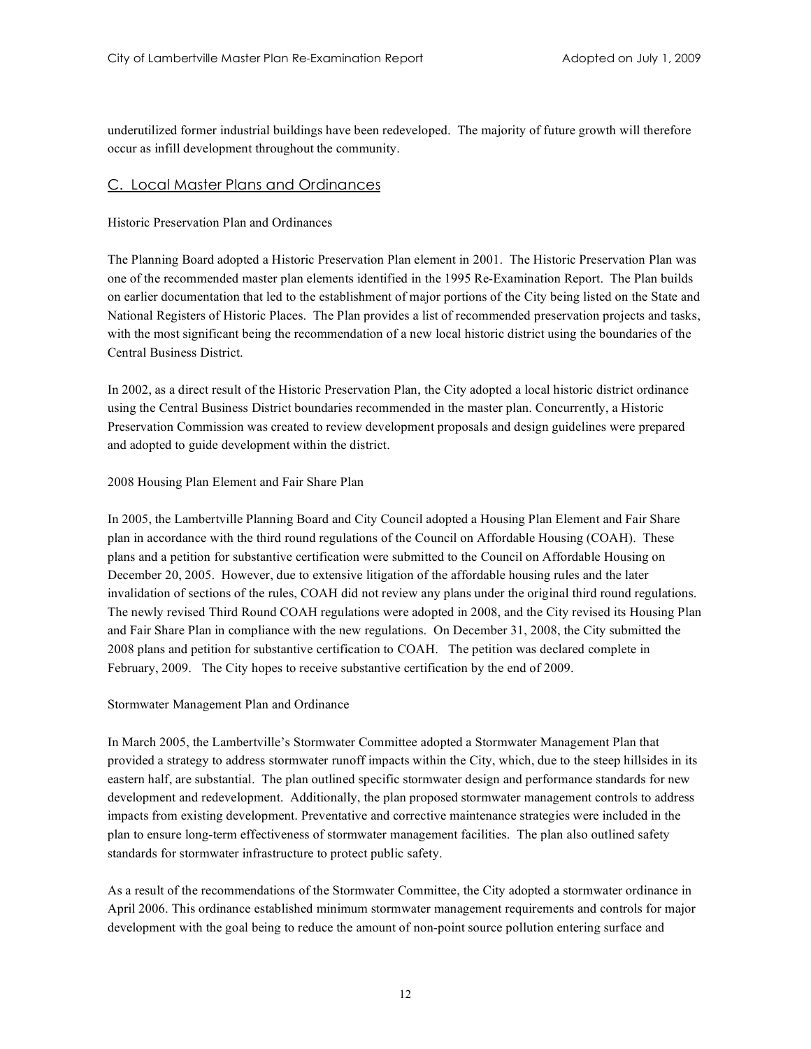underutilized former industrial buildings have been redeveloped. The majority of future growth will therefore occur as infill development throughout the community.

## C. Local Master Plans and Ordinances

### Historic Preservation Plan and Ordinances

The Planning Board adopted a Historic Preservation Plan element in 2001. The Historic Preservation Plan was one of the recommended master plan elements identified in the 1995 Re-Examination Report. The Plan builds on earlier documentation that led to the establishment of major portions of the City being listed on the State and National Registers of Historic Places. The Plan provides a list of recommended preservation projects and tasks, with the most significant being the recommendation of a new local historic district using the boundaries of the Central Business District.

In 2002, as a direct result of the Historic Preservation Plan, the City adopted a local historic district ordinance using the Central Business District boundaries recommended in the master plan. Concurrently, a Historic Preservation Commission was created to review development proposals and design guidelines were prepared and adopted to guide development within the district.

### 2008 Housing Plan Element and Fair Share Plan

In 2005, the Lambertville Planning Board and City Council adopted a Housing Plan Element and Fair Share plan in accordance with the third round regulations of the Council on Affordable Housing (COAH). These plans and a petition for substantive certification were submitted to the Council on Affordable Housing on December 20, 2005. However, due to extensive litigation of the affordable housing rules and the later invalidation of sections of the rules, COAH did not review any plans under the original third round regulations. The newly revised Third Round COAH regulations were adopted in 2008, and the City revised its Housing Plan and Fair Share Plan in compliance with the new regulations. On December 31, 2008, the City submitted the 2008 plans and petition for substantive certification to COAH. The petition was declared complete in February, 2009. The City hopes to receive substantive certification by the end of 2009.

### Stormwater Management Plan and Ordinance

In March 2005, the Lambertville's Stormwater Committee adopted a Stormwater Management Plan that provided a strategy to address stormwater runoff impacts within the City, which, due to the steep hillsides in its eastern half, are substantial. The plan outlined specific stormwater design and performance standards for new development and redevelopment. Additionally, the plan proposed stormwater management controls to address impacts from existing development. Preventative and corrective maintenance strategies were included in the plan to ensure long-term effectiveness of stormwater management facilities. The plan also outlined safety standards for stormwater infrastructure to protect public safety.

As a result of the recommendations of the Stormwater Committee, the City adopted a stormwater ordinance in April 2006. This ordinance established minimum stormwater management requirements and controls for major development with the goal being to reduce the amount of non-point source pollution entering surface and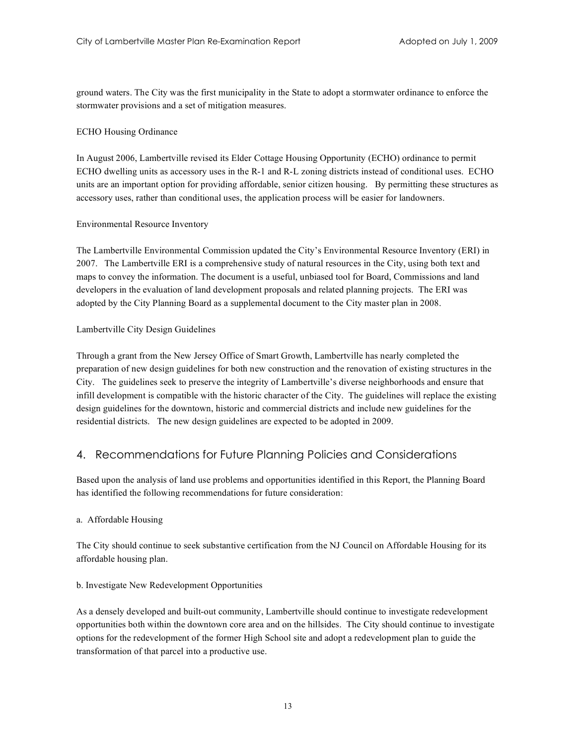ground waters. The City was the first municipality in the State to adopt a stormwater ordinance to enforce the stormwater provisions and a set of mitigation measures.

### ECHO Housing Ordinance

In August 2006, Lambertville revised its Elder Cottage Housing Opportunity (ECHO) ordinance to permit ECHO dwelling units as accessory uses in the R-1 and R-L zoning districts instead of conditional uses. ECHO units are an important option for providing affordable, senior citizen housing. By permitting these structures as accessory uses, rather than conditional uses, the application process will be easier for landowners.

### Environmental Resource Inventory

The Lambertville Environmental Commission updated the City's Environmental Resource Inventory (ERI) in 2007. The Lambertville ERI is a comprehensive study of natural resources in the City, using both text and maps to convey the information. The document is a useful, unbiased tool for Board, Commissions and land developers in the evaluation of land development proposals and related planning projects. The ERI was adopted by the City Planning Board as a supplemental document to the City master plan in 2008.

### Lambertville City Design Guidelines

Through a grant from the New Jersey Office of Smart Growth, Lambertville has nearly completed the preparation of new design guidelines for both new construction and the renovation of existing structures in the City. The guidelines seek to preserve the integrity of Lambertville's diverse neighborhoods and ensure that infill development is compatible with the historic character of the City. The guidelines will replace the existing design guidelines for the downtown, historic and commercial districts and include new guidelines for the residential districts. The new design guidelines are expected to be adopted in 2009.

## 4. Recommendations for Future Planning Policies and Considerations

Based upon the analysis of land use problems and opportunities identified in this Report, the Planning Board has identified the following recommendations for future consideration:

### a. Affordable Housing

The City should continue to seek substantive certification from the NJ Council on Affordable Housing for its affordable housing plan.

### b. Investigate New Redevelopment Opportunities

As a densely developed and built-out community, Lambertville should continue to investigate redevelopment opportunities both within the downtown core area and on the hillsides. The City should continue to investigate options for the redevelopment of the former High School site and adopt a redevelopment plan to guide the transformation of that parcel into a productive use.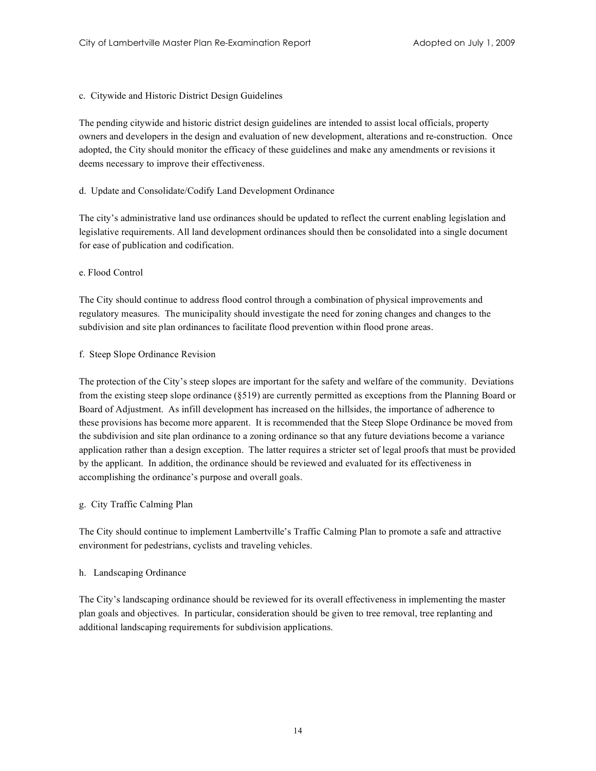c. Citywide and Historic District Design Guidelines

The pending citywide and historic district design guidelines are intended to assist local officials, property owners and developers in the design and evaluation of new development, alterations and re-construction. Once adopted, the City should monitor the efficacy of these guidelines and make any amendments or revisions it deems necessary to improve their effectiveness.

d. Update and Consolidate/Codify Land Development Ordinance

The city's administrative land use ordinances should be updated to reflect the current enabling legislation and legislative requirements. All land development ordinances should then be consolidated into a single document for ease of publication and codification.

e. Flood Control

The City should continue to address flood control through a combination of physical improvements and regulatory measures. The municipality should investigate the need for zoning changes and changes to the subdivision and site plan ordinances to facilitate flood prevention within flood prone areas.

f. Steep Slope Ordinance Revision

The protection of the City's steep slopes are important for the safety and welfare of the community. Deviations from the existing steep slope ordinance (§519) are currently permitted as exceptions from the Planning Board or Board of Adjustment. As infill development has increased on the hillsides, the importance of adherence to these provisions has become more apparent. It is recommended that the Steep Slope Ordinance be moved from the subdivision and site plan ordinance to a zoning ordinance so that any future deviations become a variance application rather than a design exception. The latter requires a stricter set of legal proofs that must be provided by the applicant. In addition, the ordinance should be reviewed and evaluated for its effectiveness in accomplishing the ordinance's purpose and overall goals.

g. City Traffic Calming Plan

The City should continue to implement Lambertville's Traffic Calming Plan to promote a safe and attractive environment for pedestrians, cyclists and traveling vehicles.

h. Landscaping Ordinance

The City's landscaping ordinance should be reviewed for its overall effectiveness in implementing the master plan goals and objectives. In particular, consideration should be given to tree removal, tree replanting and additional landscaping requirements for subdivision applications.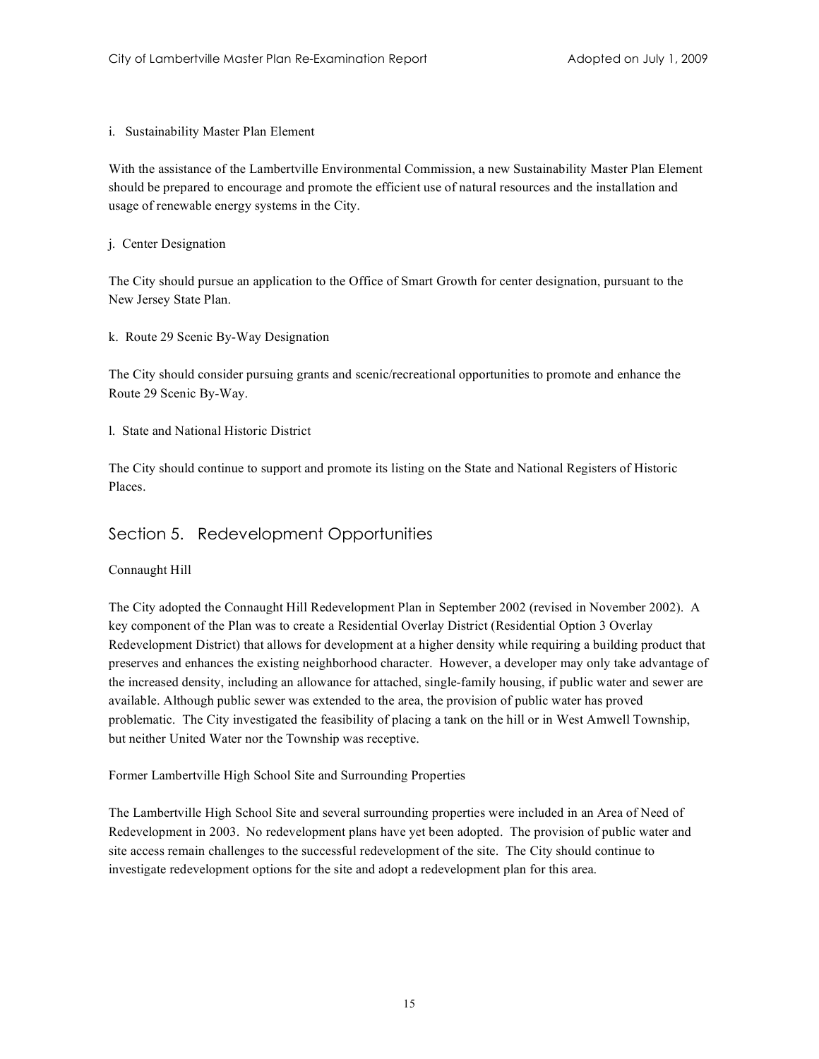i. Sustainability Master Plan Element

With the assistance of the Lambertville Environmental Commission, a new Sustainability Master Plan Element should be prepared to encourage and promote the efficient use of natural resources and the installation and usage of renewable energy systems in the City.

j. Center Designation

The City should pursue an application to the Office of Smart Growth for center designation, pursuant to the New Jersey State Plan.

k. Route 29 Scenic By-Way Designation

The City should consider pursuing grants and scenic/recreational opportunities to promote and enhance the Route 29 Scenic By-Way.

l. State and National Historic District

The City should continue to support and promote its listing on the State and National Registers of Historic Places.

## Section 5. Redevelopment Opportunities

Connaught Hill

The City adopted the Connaught Hill Redevelopment Plan in September 2002 (revised in November 2002). A key component of the Plan was to create a Residential Overlay District (Residential Option 3 Overlay Redevelopment District) that allows for development at a higher density while requiring a building product that preserves and enhances the existing neighborhood character. However, a developer may only take advantage of the increased density, including an allowance for attached, single-family housing, if public water and sewer are available. Although public sewer was extended to the area, the provision of public water has proved problematic. The City investigated the feasibility of placing a tank on the hill or in West Amwell Township, but neither United Water nor the Township was receptive.

Former Lambertville High School Site and Surrounding Properties

The Lambertville High School Site and several surrounding properties were included in an Area of Need of Redevelopment in 2003. No redevelopment plans have yet been adopted. The provision of public water and site access remain challenges to the successful redevelopment of the site. The City should continue to investigate redevelopment options for the site and adopt a redevelopment plan for this area.